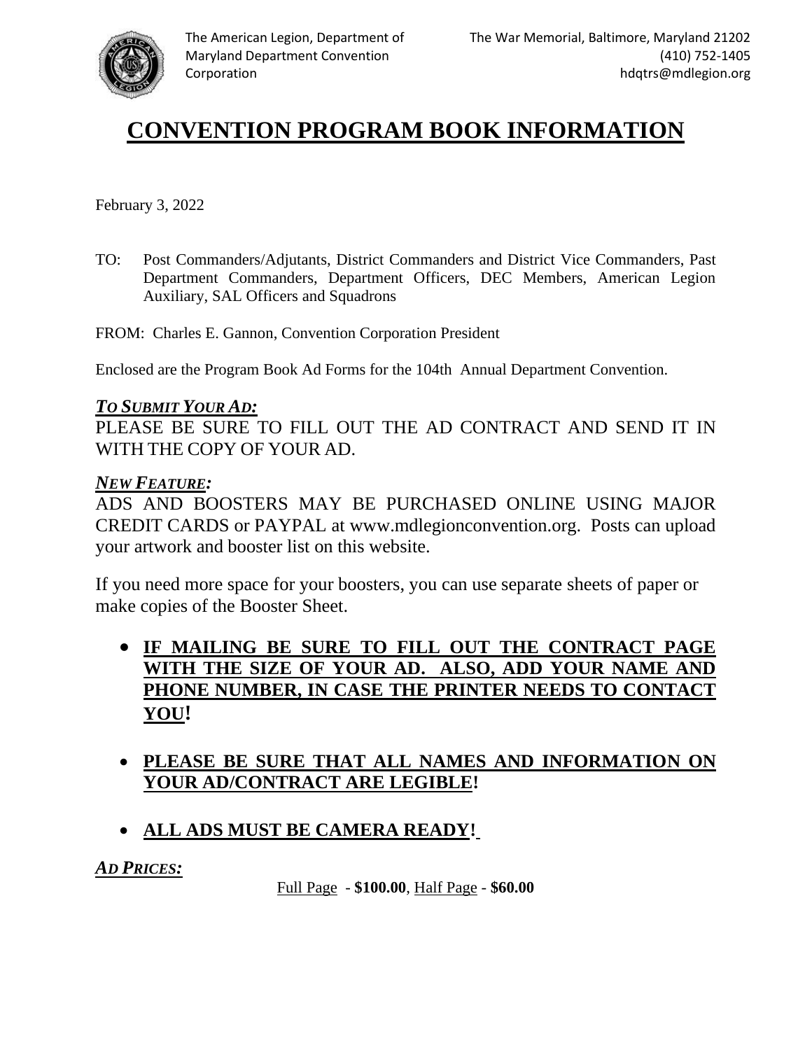The American Legion, Department of Maryland Department Convention Corporation

The War Memorial, Baltimore, Maryland 21202
(410) 752-1405
hdqtrs@mdlegion.org

# CONVENTION PROGRAM BOOK INFORMATION

February 3, 2022

TO: Post Commanders/Adjutants, District Commanders and District Vice Commanders, Past Department Commanders, Department Officers, DEC Members, American Legion Auxiliary, SAL Officers and Squadrons

FROM: Charles E. Gannon, Convention Corporation President

Enclosed are the Program Book Ad Forms for the 104th Annual Department Convention.

***TO SUBMIT YOUR AD:***

PLEASE BE SURE TO FILL OUT THE AD CONTRACT AND SEND IT IN WITH THE COPY OF YOUR AD.

***NEW FEATURE:***

ADS AND BOOSTERS MAY BE PURCHASED ONLINE USING MAJOR CREDIT CARDS or PAYPAL at www.mdlegionconvention.org. Posts can upload your artwork and booster list on this website.

If you need more space for your boosters, you can use separate sheets of paper or make copies of the Booster Sheet.

- **IF MAILING BE SURE TO FILL OUT THE CONTRACT PAGE WITH THE SIZE OF YOUR AD. ALSO, ADD YOUR NAME AND PHONE NUMBER, IN CASE THE PRINTER NEEDS TO CONTACT YOU!**
- **PLEASE BE SURE THAT ALL NAMES AND INFORMATION ON YOUR AD/CONTRACT ARE LEGIBLE!**
- **ALL ADS MUST BE CAMERA READY!**

***AD PRICES:***

Full Page - **$100.00**, Half Page - **$60.00**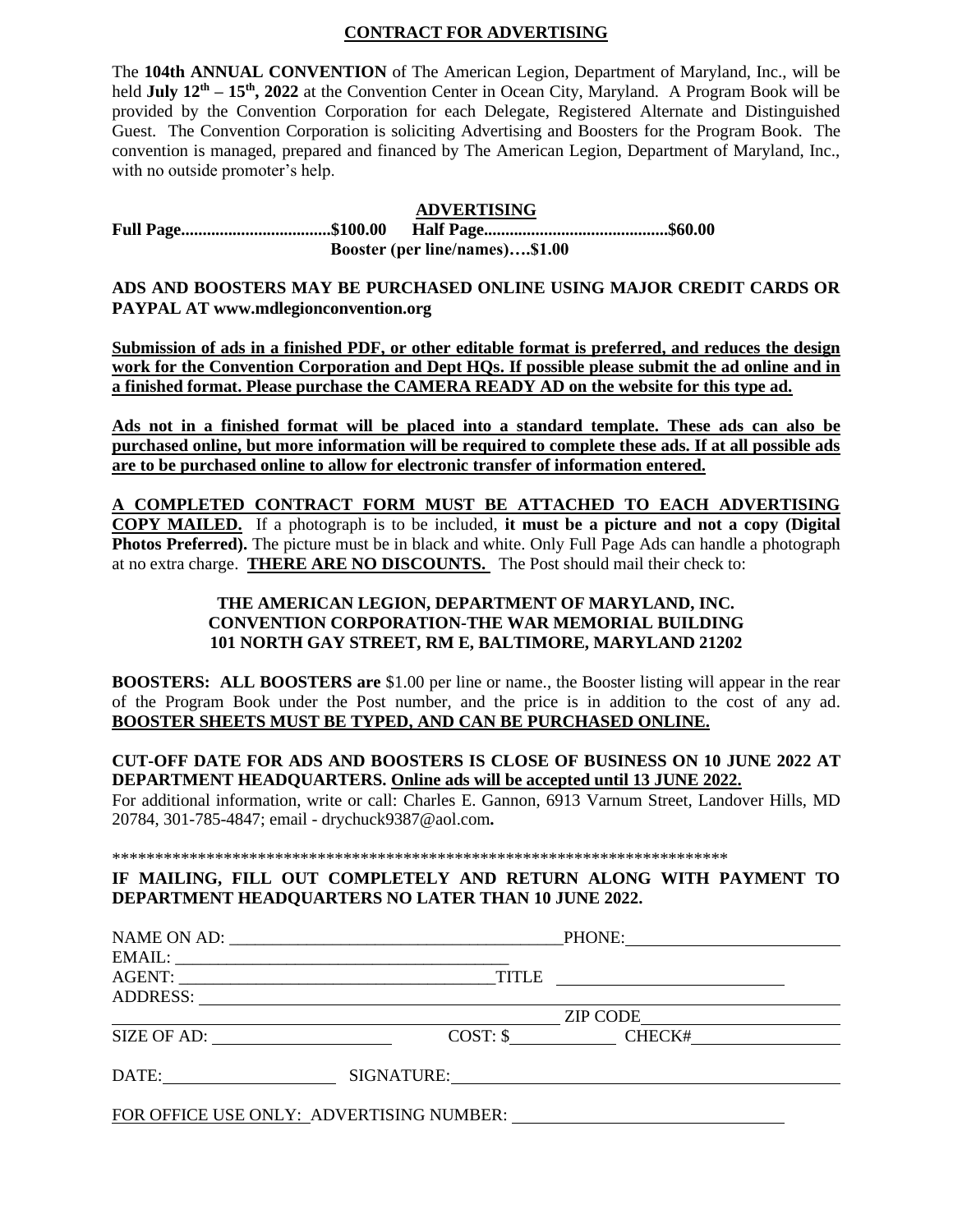## CONTRACT FOR ADVERTISING

The **104th ANNUAL CONVENTION** of The American Legion, Department of Maryland, Inc., will be held **July 12th – 15th, 2022** at the Convention Center in Ocean City, Maryland. A Program Book will be provided by the Convention Corporation for each Delegate, Registered Alternate and Distinguished Guest. The Convention Corporation is soliciting Advertising and Boosters for the Program Book. The convention is managed, prepared and financed by The American Legion, Department of Maryland, Inc., with no outside promoter's help.

### ADVERTISING

**Full Page...................................$100.00  Half Page...........................................$60.00**

**Booster (per line/names)….$1.00**

**ADS AND BOOSTERS MAY BE PURCHASED ONLINE USING MAJOR CREDIT CARDS OR PAYPAL AT www.mdlegionconvention.org**

**Submission of ads in a finished PDF, or other editable format is preferred, and reduces the design work for the Convention Corporation and Dept HQs. If possible please submit the ad online and in a finished format. Please purchase the CAMERA READY AD on the website for this type ad.**

**Ads not in a finished format will be placed into a standard template. These ads can also be purchased online, but more information will be required to complete these ads. If at all possible ads are to be purchased online to allow for electronic transfer of information entered.**

**A COMPLETED CONTRACT FORM MUST BE ATTACHED TO EACH ADVERTISING COPY MAILED.** If a photograph is to be included, **it must be a picture and not a copy (Digital Photos Preferred).** The picture must be in black and white. Only Full Page Ads can handle a photograph at no extra charge. **THERE ARE NO DISCOUNTS.** The Post should mail their check to:

**THE AMERICAN LEGION, DEPARTMENT OF MARYLAND, INC.**
**CONVENTION CORPORATION-THE WAR MEMORIAL BUILDING**
**101 NORTH GAY STREET, RM E, BALTIMORE, MARYLAND 21202**

**BOOSTERS: ALL BOOSTERS are** $1.00 per line or name., the Booster listing will appear in the rear of the Program Book under the Post number, and the price is in addition to the cost of any ad. **BOOSTER SHEETS MUST BE TYPED, AND CAN BE PURCHASED ONLINE.**

**CUT-OFF DATE FOR ADS AND BOOSTERS IS CLOSE OF BUSINESS ON 10 JUNE 2022 AT DEPARTMENT HEADQUARTERS. Online ads will be accepted until 13 JUNE 2022.**

For additional information, write or call: Charles E. Gannon, 6913 Varnum Street, Landover Hills, MD 20784, 301-785-4847; email - drychuck9387@aol.com**.**

**************************************************************************

**IF MAILING, FILL OUT COMPLETELY AND RETURN ALONG WITH PAYMENT TO DEPARTMENT HEADQUARTERS NO LATER THAN 10 JUNE 2022.**

NAME ON AD: ________________________________________PHONE: __________________________

EMAIL: ________________________________________

AGENT: ______________________________________TITLE ____________________________

ADDRESS: ______________________________________________________________________

______________________________________________________ ZIP CODE __________________

SIZE OF AD: ____________________ COST: $____________ CHECK# _________________

DATE: ____________________ SIGNATURE: ______________________________________________

FOR OFFICE USE ONLY: ADVERTISING NUMBER: ________________________________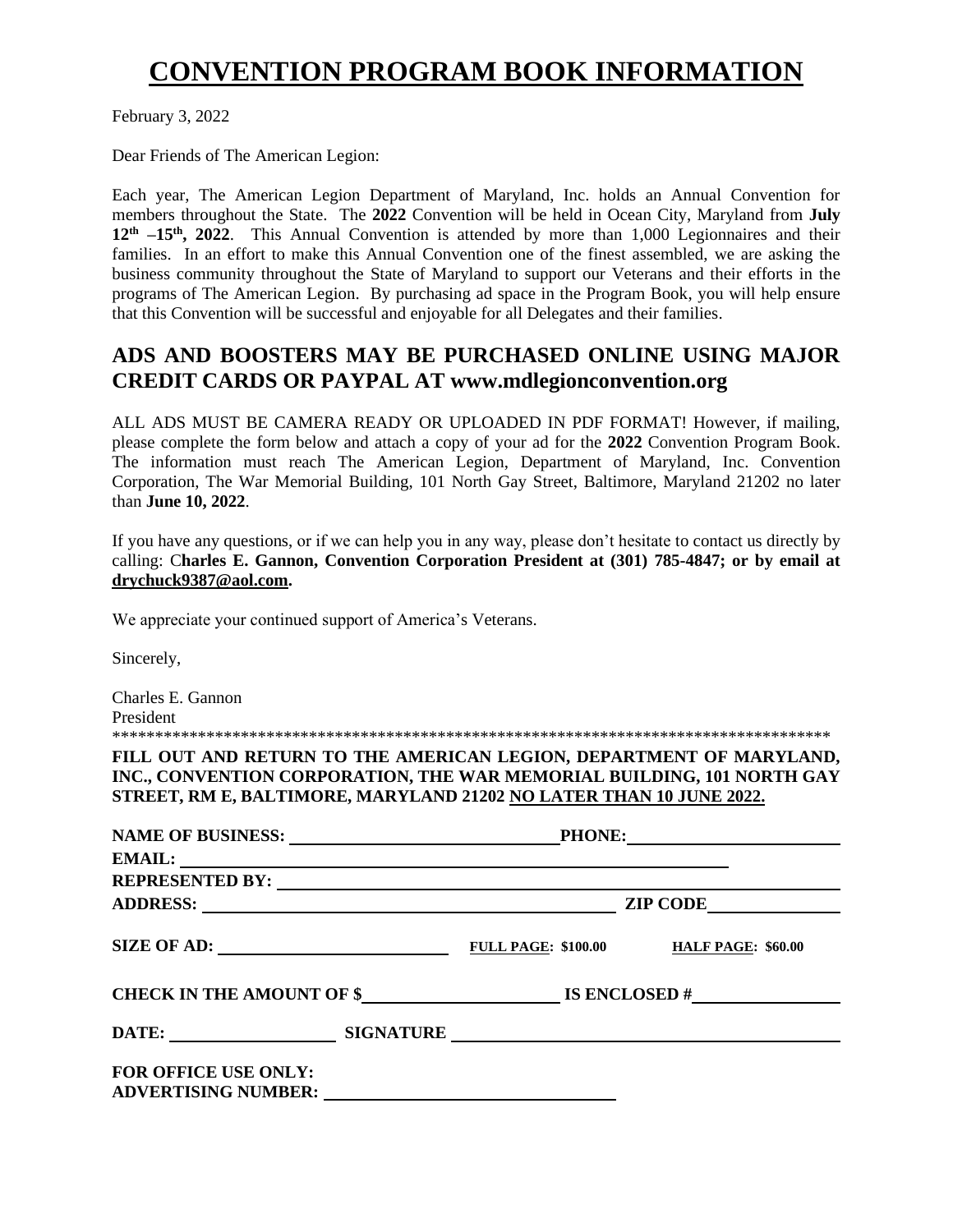# CONVENTION PROGRAM BOOK INFORMATION

February 3, 2022

Dear Friends of The American Legion:

Each year, The American Legion Department of Maryland, Inc. holds an Annual Convention for members throughout the State. The **2022** Convention will be held in Ocean City, Maryland from **July 12th –15th, 2022**. This Annual Convention is attended by more than 1,000 Legionnaires and their families. In an effort to make this Annual Convention one of the finest assembled, we are asking the business community throughout the State of Maryland to support our Veterans and their efforts in the programs of The American Legion. By purchasing ad space in the Program Book, you will help ensure that this Convention will be successful and enjoyable for all Delegates and their families.

## ADS AND BOOSTERS MAY BE PURCHASED ONLINE USING MAJOR CREDIT CARDS OR PAYPAL AT www.mdlegionconvention.org

ALL ADS MUST BE CAMERA READY OR UPLOADED IN PDF FORMAT! However, if mailing, please complete the form below and attach a copy of your ad for the **2022** Convention Program Book. The information must reach The American Legion, Department of Maryland, Inc. Convention Corporation, The War Memorial Building, 101 North Gay Street, Baltimore, Maryland 21202 no later than **June 10, 2022**.

If you have any questions, or if we can help you in any way, please don't hesitate to contact us directly by calling: C**harles E. Gannon, Convention Corporation President at (301) 785-4847; or by email at drychuck9387@aol.com.**

We appreciate your continued support of America's Veterans.

Sincerely,

Charles E. Gannon
President

*****************************************************************************************

**FILL OUT AND RETURN TO THE AMERICAN LEGION, DEPARTMENT OF MARYLAND, INC., CONVENTION CORPORATION, THE WAR MEMORIAL BUILDING, 101 NORTH GAY STREET, RM E, BALTIMORE, MARYLAND 21202 NO LATER THAN 10 JUNE 2022.**

**NAME OF BUSINESS:** ______________________________ **PHONE:** ______________________

**EMAIL:** ____________________________________________________________

**REPRESENTED BY:** ____________________________________________________________

**ADDRESS:** ____________________________________________ **ZIP CODE** ______________

**SIZE OF AD:** _________________________ **FULL PAGE: $100.00** **HALF PAGE: $60.00**

**CHECK IN THE AMOUNT OF $** _____________________ **IS ENCLOSED #** ________________

**DATE:** __________________ **SIGNATURE** ____________________________________________

**FOR OFFICE USE ONLY:**
**ADVERTISING NUMBER:** ______________________________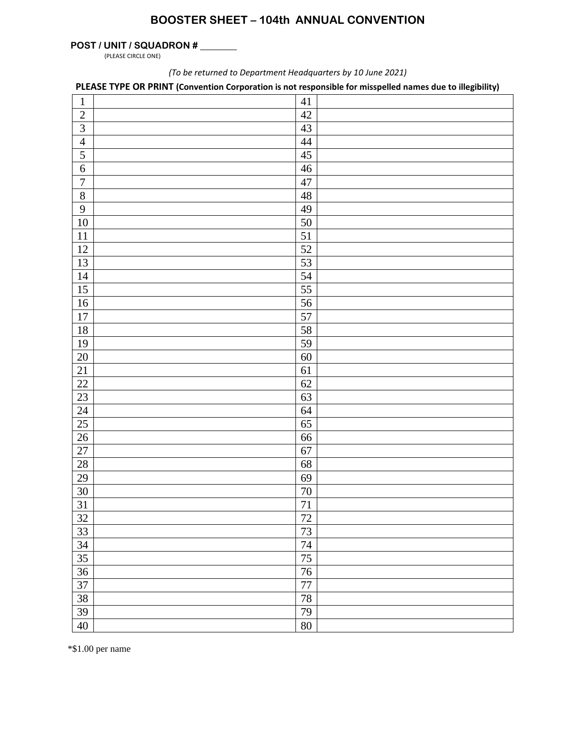# BOOSTER SHEET – 104th ANNUAL CONVENTION

**POST / UNIT / SQUADRON # ________**
(PLEASE CIRCLE ONE)

*(To be returned to Department Headquarters by 10 June 2021)*

**PLEASE TYPE OR PRINT (Convention Corporation is not responsible for misspelled names due to illegibility)**

| | | | |
|---|---|---|---|
| 1 | | 41 | |
| 2 | | 42 | |
| 3 | | 43 | |
| 4 | | 44 | |
| 5 | | 45 | |
| 6 | | 46 | |
| 7 | | 47 | |
| 8 | | 48 | |
| 9 | | 49 | |
| 10 | | 50 | |
| 11 | | 51 | |
| 12 | | 52 | |
| 13 | | 53 | |
| 14 | | 54 | |
| 15 | | 55 | |
| 16 | | 56 | |
| 17 | | 57 | |
| 18 | | 58 | |
| 19 | | 59 | |
| 20 | | 60 | |
| 21 | | 61 | |
| 22 | | 62 | |
| 23 | | 63 | |
| 24 | | 64 | |
| 25 | | 65 | |
| 26 | | 66 | |
| 27 | | 67 | |
| 28 | | 68 | |
| 29 | | 69 | |
| 30 | | 70 | |
| 31 | | 71 | |
| 32 | | 72 | |
| 33 | | 73 | |
| 34 | | 74 | |
| 35 | | 75 | |
| 36 | | 76 | |
| 37 | | 77 | |
| 38 | | 78 | |
| 39 | | 79 | |
| 40 | | 80 | |

*$1.00 per name